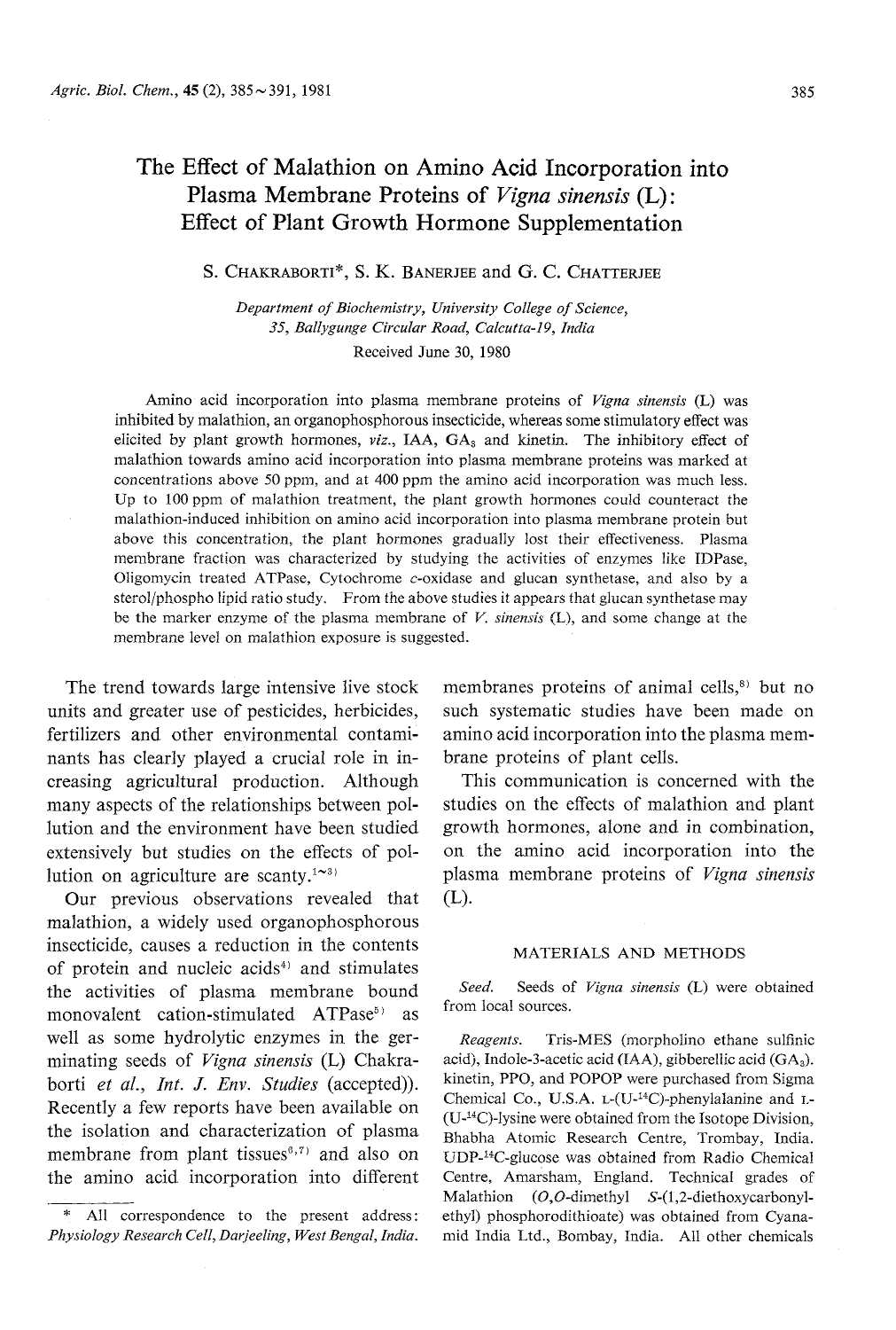# The Effect of Malathion on Amino Acid Incorporation into Plasma Membrane Proteins of *Vigna sinensis* (L): Effect of Plant Growth Hormone Supplementation

S. Chakraborti*, S. K. Banerjee and G. C. Chatterjee

*Department of Biochemistry, University College of Science, 35, Ballygunge Circular Road, Calcutta-19, India*

Received June 30, 1980

Amino acid incorporation into plasma membrane proteins of *Vigna sinensis* (L) was inhibited by malathion, an organophosphorous insecticide, whereas some stimulatory effect was elicited by plant growth hormones, *viz.*, IAA, $GA_3$ and kinetin. The inhibitory effect of malathion towards amino acid incorporation into plasma membrane proteins was marked at concentrations above 50 ppm, and at 400 ppm the amino acid incorporation was much less. Up to 100 ppm of malathion treatment, the plant growth hormones could counteract the malathion-induced inhibition on amino acid incorporation into plasma membrane protein but above this concentration, the plant hormones gradually lost their effectiveness. Plasma membrane fraction was characterized by studying the activities of enzymes like IDPase, Oligomycin treated ATPase, Cytochrome *c*-oxidase and glucan synthetase, and also by a sterol/phospho lipid ratio study. From the above studies it appears that glucan synthetase may be the marker enzyme of the plasma membrane of *V. sinensis* (L), and some change at the membrane level on malathion exposure is suggested.

The trend towards large intensive live stock units and greater use of pesticides, herbicides, fertilizers and other environmental contaminants has clearly played a crucial role in increasing agricultural production. Although many aspects of the relationships between pollution and the environment have been studied extensively but studies on the effects of pollution on agriculture are scanty.[1~3]

Our previous observations revealed that malathion, a widely used organophosphorous insecticide, causes a reduction in the contents of protein and nucleic acids[4] and stimulates the activities of plasma membrane bound monovalent cation-stimulated ATPase[5] as well as some hydrolytic enzymes in the germinating seeds of *Vigna sinensis* (L) Chakraborti *et al.*, *Int. J. Env. Studies* (accepted)). Recently a few reports have been available on the isolation and characterization of plasma membrane from plant tissues[6,7] and also on the amino acid incorporation into different membranes proteins of animal cells,[8] but no such systematic studies have been made on amino acid incorporation into the plasma membrane proteins of plant cells.

This communication is concerned with the studies on the effects of malathion and plant growth hormones, alone and in combination, on the amino acid incorporation into the plasma membrane proteins of *Vigna sinensis* (L).

## MATERIALS AND METHODS

*Seed.* Seeds of *Vigna sinensis* (L) were obtained from local sources.

*Reagents.* Tris-MES (morpholino ethane sulfinic acid), Indole-3-acetic acid (IAA), gibberellic acid ($GA_3$). kinetin, PPO, and POPOP were purchased from Sigma Chemical Co., U.S.A. L-(U-$^{14}$C)-phenylalanine and L-(U-$^{14}$C)-lysine were obtained from the Isotope Division, Bhabha Atomic Research Centre, Trombay, India. UDP-$^{14}$C-glucose was obtained from Radio Chemical Centre, Amarsham, England. Technical grades of Malathion (*O*,*O*-dimethyl *S*-(1,2-diethoxycarbonylethyl) phosphorodithioate) was obtained from Cyanamid India Ltd., Bombay, India. All other chemicals

\* All correspondence to the present address: *Physiology Research Cell, Darjeeling, West Bengal, India.*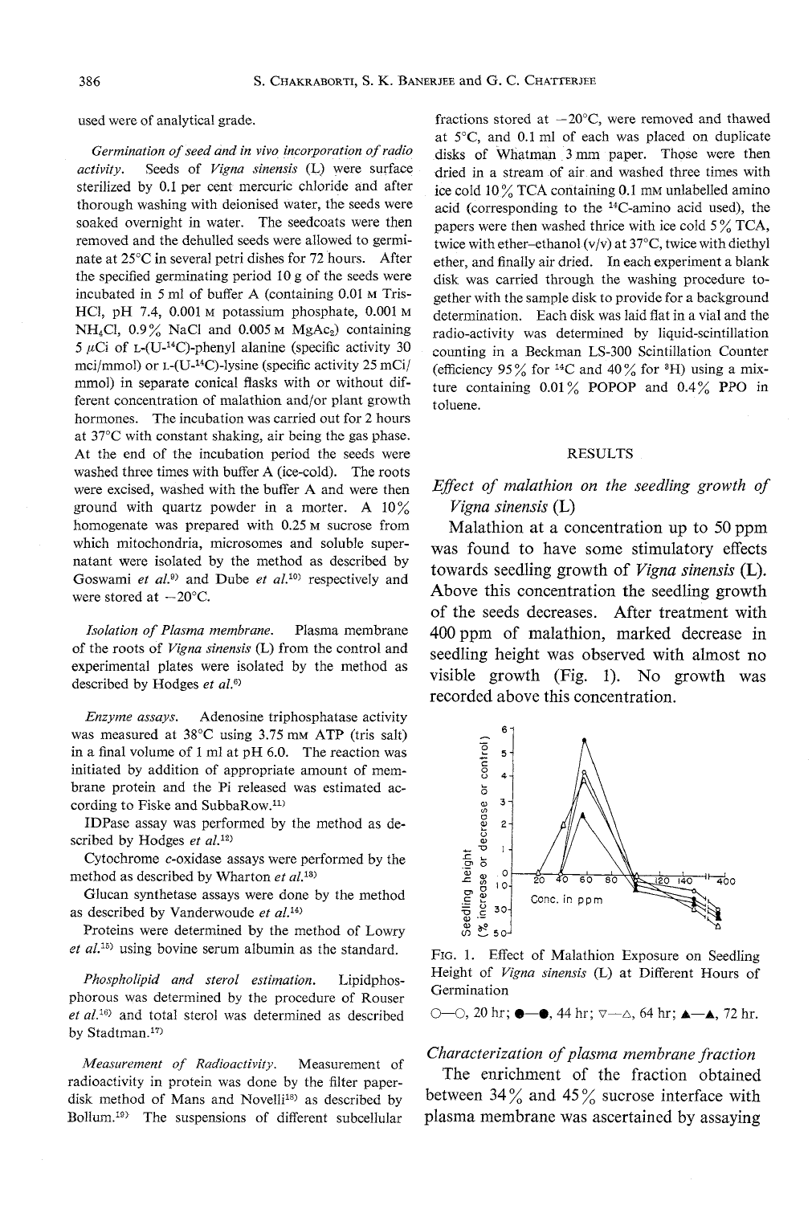used were of analytical grade.

*Germination of seed and in vivo incorporation of radio activity.* Seeds of *Vigna sinensis* (L) were surface sterilized by 0.1 per cent mercuric chloride and after thorough washing with deionised water, the seeds were soaked overnight in water. The seedcoats were then removed and the dehulled seeds were allowed to germinate at 25°C in several petri dishes for 72 hours. After the specified germinating period 10 g of the seeds were incubated in 5 ml of buffer A (containing 0.01 M Tris-HCl, pH 7.4, 0.001 M potassium phosphate, 0.001 M $NH_4Cl$, 0.9% NaCl and 0.005 M $MgAc_2$) containing 5 $\mu$Ci of L-(U-$^{14}$C)-phenyl alanine (specific activity 30 mci/mmol) or L-(U-$^{14}$C)-lysine (specific activity 25 mCi/mmol) in separate conical flasks with or without different concentration of malathion and/or plant growth hormones. The incubation was carried out for 2 hours at 37°C with constant shaking, air being the gas phase. At the end of the incubation period the seeds were washed three times with buffer A (ice-cold). The roots were excised, washed with the buffer A and were then ground with quartz powder in a morter. A 10% homogenate was prepared with 0.25 M sucrose from which mitochondria, microsomes and soluble supernatant were isolated by the method as described by Goswami *et al.*[9] and Dube *et al.*[10] respectively and were stored at −20°C.

*Isolation of Plasma membrane.* Plasma membrane of the roots of *Vigna sinensis* (L) from the control and experimental plates were isolated by the method as described by Hodges *et al.*[6]

*Enzyme assays.* Adenosine triphosphatase activity was measured at 38°C using 3.75 mM ATP (tris salt) in a final volume of 1 ml at pH 6.0. The reaction was initiated by addition of appropriate amount of membrane protein and the Pi released was estimated according to Fiske and SubbaRow.[11]

IDPase assay was performed by the method as described by Hodges *et al.*[12]

Cytochrome *c*-oxidase assays were performed by the method as described by Wharton *et al.*[13]

Glucan synthetase assays were done by the method as described by Vanderwoude *et al.*[14]

Proteins were determined by the method of Lowry *et al.*[15] using bovine serum albumin as the standard.

*Phospholipid and sterol estimation.* Lipidphosphorous was determined by the procedure of Rouser *et al.*[16] and total sterol was determined as described by Stadtman.[17]

*Measurement of Radioactivity.* Measurement of radioactivity in protein was done by the filter paper-disk method of Mans and Novelli[18] as described by Bollum.[19] The suspensions of different subcellular fractions stored at −20°C, were removed and thawed at 5°C, and 0.1 ml of each was placed on duplicate disks of Whatman 3 mm paper. Those were then dried in a stream of air and washed three times with ice cold 10% TCA containing 0.1 mM unlabelled amino acid (corresponding to the $^{14}$C-amino acid used), the papers were then washed thrice with ice cold 5% TCA, twice with ether–ethanol (v/v) at 37°C, twice with diethyl ether, and finally air dried. In each experiment a blank disk was carried through the washing procedure together with the sample disk to provide for a background determination. Each disk was laid flat in a vial and the radio-activity was determined by liquid-scintillation counting in a Beckman LS-300 Scintillation Counter (efficiency 95% for $^{14}$C and 40% for $^{3}$H) using a mixture containing 0.01% POPOP and 0.4% PPO in toluene.

## RESULTS

### *Effect of malathion on the seedling growth of Vigna sinensis* (L)

Malathion at a concentration up to 50 ppm was found to have some stimulatory effects towards seedling growth of *Vigna sinensis* (L). Above this concentration the seedling growth of the seeds decreases. After treatment with 400 ppm of malathion, marked decrease in seedling height was observed with almost no visible growth (Fig. 1). No growth was recorded above this concentration.

FIG. 1. Effect of Malathion Exposure on Seedling Height of *Vigna sinensis* (L) at Different Hours of Germination

○—○, 20 hr; ●—●, 44 hr; ▽—△, 64 hr; ▲—▲, 72 hr.

### *Characterization of plasma membrane fraction*

The enrichment of the fraction obtained between 34% and 45% sucrose interface with plasma membrane was ascertained by assaying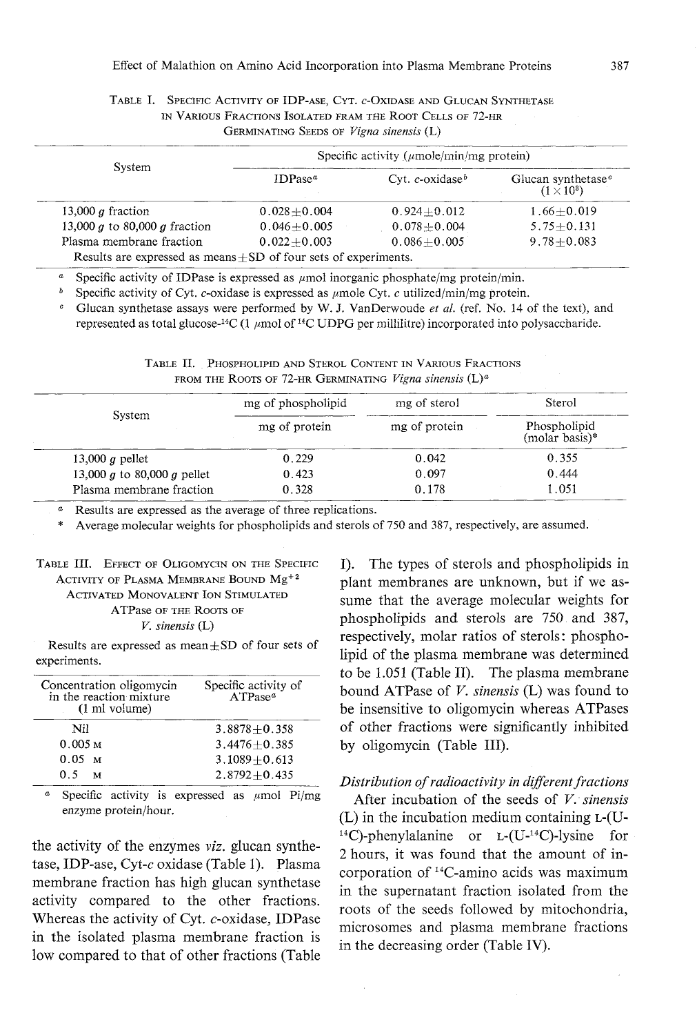TABLE I. SPECIFIC ACTIVITY OF IDP-ASE, CYT. c-OXIDASE AND GLUCAN SYNTHETASE IN VARIOUS FRACTIONS ISOLATED FRAM THE ROOT CELLS OF 72-HR GERMINATING SEEDS OF *Vigna sinensis* (L)

| System | Specific activity (μmole/min/mg protein) | | |
|---|---|---|---|
| | IDPase[a] | Cyt. c-oxidase[b] | Glucan synthetase[c] ($1\times10^3$) |
| 13,000 g fraction | 0.028±0.004 | 0.924±0.012 | 1.66±0.019 |
| 13,000 g to 80,000 g fraction | 0.046±0.005 | 0.078±0.004 | 5.75±0.131 |
| Plasma membrane fraction | 0.022±0.003 | 0.086±0.005 | 9.78±0.083 |

Results are expressed as means±SD of four sets of experiments.

[a] Specific activity of IDPase is expressed as μmol inorganic phosphate/mg protein/min.
[b] Specific activity of Cyt. c-oxidase is expressed as μmole Cyt. c utilized/min/mg protein.
[c] Glucan synthetase assays were performed by W. J. VanDerwoude *et al.* (ref. No. 14 of the text), and represented as total glucose-$^{14}$C (1 μmol of $^{14}$C UDPG per millilitre) incorporated into polysaccharide.

TABLE II. PHOSPHOLIPID AND STEROL CONTENT IN VARIOUS FRACTIONS FROM THE ROOTS OF 72-HR GERMINATING *Vigna sinensis* (L)[a]

| System | mg of phospholipid / mg of protein | mg of sterol / mg of protein | Sterol / Phospholipid (molar basis)* |
|---|---|---|---|
| 13,000 g pellet | 0.229 | 0.042 | 0.355 |
| 13,000 g to 80,000 g pellet | 0.423 | 0.097 | 0.444 |
| Plasma membrane fraction | 0.328 | 0.178 | 1.051 |

[a] Results are expressed as the average of three replications.
\* Average molecular weights for phospholipids and sterols of 750 and 387, respectively, are assumed.

TABLE III. EFFECT OF OLIGOMYCIN ON THE SPECIFIC ACTIVITY OF PLASMA MEMBRANE BOUND $Mg^{+2}$ ACTIVATED MONOVALENT ION STIMULATED ATPase OF THE ROOTS OF *V. sinensis* (L)

Results are expressed as mean±SD of four sets of experiments.

| Concentration oligomycin in the reaction mixture (1 ml volume) | Specific activity of ATPase[a] |
|---|---|
| Nil | 3.8878±0.358 |
| 0.005 M | 3.4476±0.385 |
| 0.05 M | 3.1089±0.613 |
| 0.5 M | 2.8792±0.435 |

[a] Specific activity is expressed as μmol Pi/mg enzyme protein/hour.

the activity of the enzymes *viz.* glucan synthetase, IDP-ase, Cyt-*c* oxidase (Table 1). Plasma membrane fraction has high glucan synthetase activity compared to the other fractions. Whereas the activity of Cyt. *c*-oxidase, IDPase in the isolated plasma membrane fraction is low compared to that of other fractions (Table I). The types of sterols and phospholipids in plant membranes are unknown, but if we assume that the average molecular weights for phospholipids and sterols are 750 and 387, respectively, molar ratios of sterols: phospholipid of the plasma membrane was determined to be 1.051 (Table II). The plasma membrane bound ATPase of *V. sinensis* (L) was found to be insensitive to oligomycin whereas ATPases of other fractions were significantly inhibited by oligomycin (Table III).

### *Distribution of radioactivity in different fractions*

After incubation of the seeds of *V. sinensis* (L) in the incubation medium containing L-(U-$^{14}$C)-phenylalanine or L-(U-$^{14}$C)-lysine for 2 hours, it was found that the amount of incorporation of $^{14}$C-amino acids was maximum in the supernatant fraction isolated from the roots of the seeds followed by mitochondria, microsomes and plasma membrane fractions in the decreasing order (Table IV).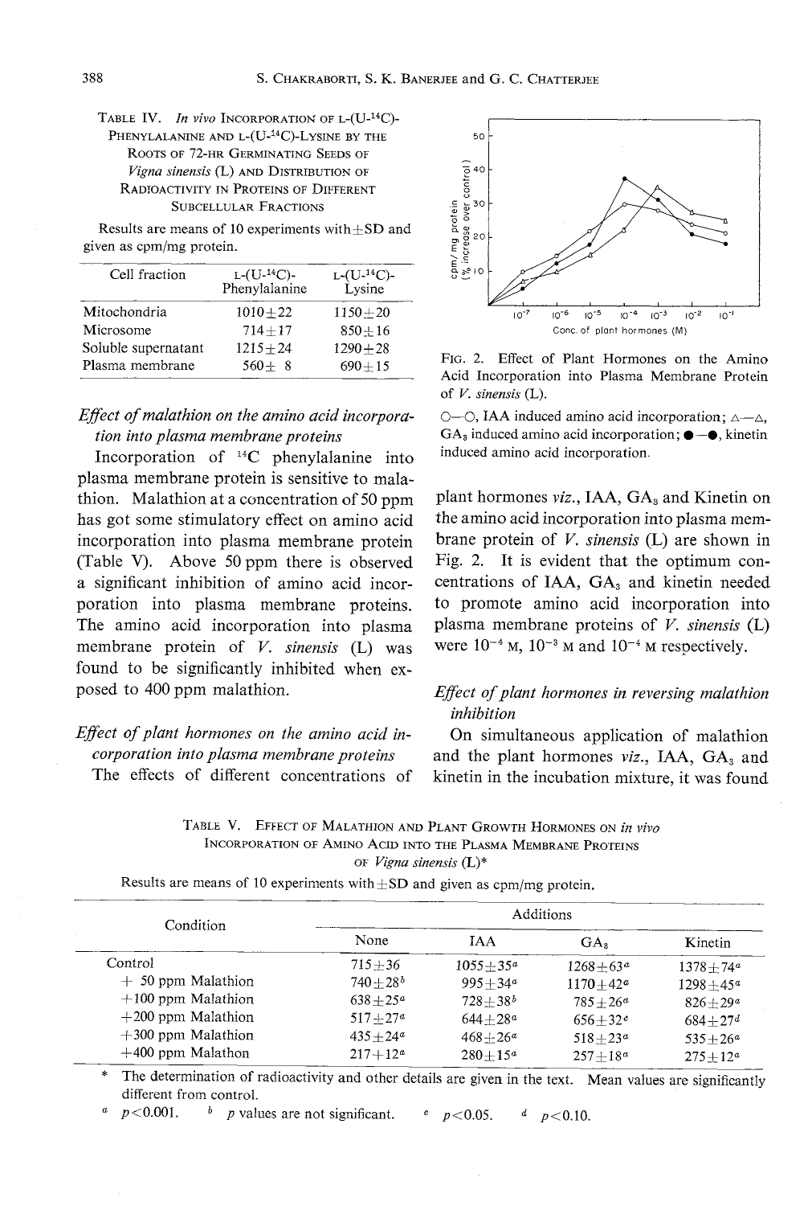TABLE IV. *In vivo* INCORPORATION OF L-(U-$^{14}$C)-PHENYLALANINE AND L-(U-$^{14}$C)-LYSINE BY THE ROOTS OF 72-HR GERMINATING SEEDS OF *Vigna sinensis* (L) AND DISTRIBUTION OF RADIOACTIVITY IN PROTEINS OF DIFFERENT SUBCELLULAR FRACTIONS

Results are means of 10 experiments with ±SD and given as cpm/mg protein.

| Cell fraction | L-(U-$^{14}$C)-Phenylalanine | L-(U-$^{14}$C)-Lysine |
|---|---|---|
| Mitochondria | 1010±22 | 1150±20 |
| Microsome | 714±17 | 850±16 |
| Soluble supernatant | 1215±24 | 1290±28 |
| Plasma membrane | 560± 8 | 690±15 |

### *Effect of malathion on the amino acid incorporation into plasma membrane proteins*

Incorporation of $^{14}$C phenylalanine into plasma membrane protein is sensitive to malathion. Malathion at a concentration of 50 ppm has got some stimulatory effect on amino acid incorporation into plasma membrane protein (Table V). Above 50 ppm there is observed a significant inhibition of amino acid incorporation into plasma membrane proteins. The amino acid incorporation into plasma membrane protein of *V. sinensis* (L) was found to be significantly inhibited when exposed to 400 ppm malathion.

### *Effect of plant hormones on the amino acid incorporation into plasma membrane proteins*

The effects of different concentrations of plant hormones *viz.*, IAA, $GA_3$ and Kinetin on the amino acid incorporation into plasma membrane protein of *V. sinensis* (L) are shown in Fig. 2. It is evident that the optimum concentrations of IAA, $GA_3$ and kinetin needed to promote amino acid incorporation into plasma membrane proteins of *V. sinensis* (L) were $10^{-4}$ M, $10^{-3}$ M and $10^{-4}$ M respectively.

FIG. 2. Effect of Plant Hormones on the Amino Acid Incorporation into Plasma Membrane Protein of *V. sinensis* (L).

○—○, IAA induced amino acid incorporation; △—△, $GA_3$ induced amino acid incorporation; ●—●, kinetin induced amino acid incorporation.

### *Effect of plant hormones in reversing malathion inhibition*

On simultaneous application of malathion and the plant hormones *viz.*, IAA, $GA_3$ and kinetin in the incubation mixture, it was found

TABLE V. EFFECT OF MALATHION AND PLANT GROWTH HORMONES ON *in vivo* INCORPORATION OF AMINO ACID INTO THE PLASMA MEMBRANE PROTEINS OF *Vigna sinensis* (L)*

Results are means of 10 experiments with ±SD and given as cpm/mg protein.

| Condition | Additions | | | |
|---|---|---|---|---|
| | None | IAA | $GA_3$ | Kinetin |
| Control | 715±36 | 1055±35[a] | 1268±63[a] | 1378±74[a] |
| + 50 ppm Malathion | 740±28[b] | 995±34[a] | 1170±42[a] | 1298±45[a] |
| +100 ppm Malathion | 638±25[a] | 728±38[b] | 785±26[a] | 826±29[a] |
| +200 ppm Malathion | 517±27[a] | 644±28[a] | 656±32[c] | 684±27[d] |
| +300 ppm Malathion | 435±24[a] | 468±26[a] | 518±23[a] | 535±26[a] |
| +400 ppm Malathon | 217+12[a] | 280±15[a] | 257±18[a] | 275±12[a] |

\* The determination of radioactivity and other details are given in the text. Mean values are significantly different from control.

[a] $p<0.001$. [b] $p$ values are not significant. [c] $p<0.05$. [d] $p<0.10$.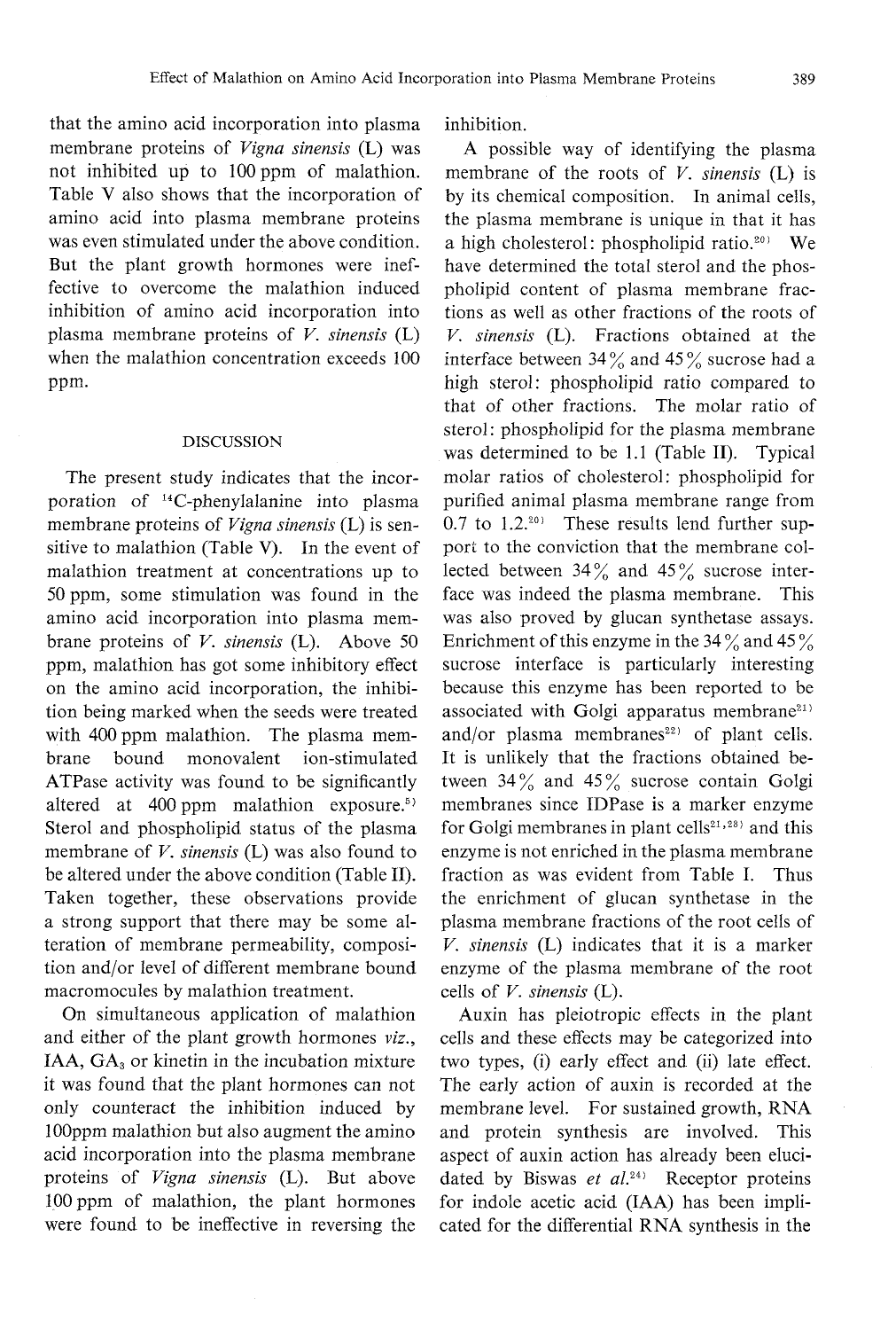that the amino acid incorporation into plasma membrane proteins of *Vigna sinensis* (L) was not inhibited up to 100 ppm of malathion. Table V also shows that the incorporation of amino acid into plasma membrane proteins was even stimulated under the above condition. But the plant growth hormones were ineffective to overcome the malathion induced inhibition of amino acid incorporation into plasma membrane proteins of *V. sinensis* (L) when the malathion concentration exceeds 100 ppm.

## DISCUSSION

The present study indicates that the incorporation of $^{14}$C-phenylalanine into plasma membrane proteins of *Vigna sinensis* (L) is sensitive to malathion (Table V). In the event of malathion treatment at concentrations up to 50 ppm, some stimulation was found in the amino acid incorporation into plasma membrane proteins of *V. sinensis* (L). Above 50 ppm, malathion has got some inhibitory effect on the amino acid incorporation, the inhibition being marked when the seeds were treated with 400 ppm malathion. The plasma membrane bound monovalent ion-stimulated ATPase activity was found to be significantly altered at 400 ppm malathion exposure.[5] Sterol and phospholipid status of the plasma membrane of *V. sinensis* (L) was also found to be altered under the above condition (Table II). Taken together, these observations provide a strong support that there may be some alteration of membrane permeability, composition and/or level of different membrane bound macromocules by malathion treatment.

On simultaneous application of malathion and either of the plant growth hormones *viz.*, IAA, $GA_3$ or kinetin in the incubation mixture it was found that the plant hormones can not only counteract the inhibition induced by 100ppm malathion but also augment the amino acid incorporation into the plasma membrane proteins of *Vigna sinensis* (L). But above 100 ppm of malathion, the plant hormones were found to be ineffective in reversing the inhibition.

A possible way of identifying the plasma membrane of the roots of *V. sinensis* (L) is by its chemical composition. In animal cells, the plasma membrane is unique in that it has a high cholesterol: phospholipid ratio.[20] We have determined the total sterol and the phospholipid content of plasma membrane fractions as well as other fractions of the roots of *V. sinensis* (L). Fractions obtained at the interface between 34% and 45% sucrose had a high sterol: phospholipid ratio compared to that of other fractions. The molar ratio of sterol: phospholipid for the plasma membrane was determined to be 1.1 (Table II). Typical molar ratios of cholesterol: phospholipid for purified animal plasma membrane range from 0.7 to 1.2.[20] These results lend further support to the conviction that the membrane collected between 34% and 45% sucrose interface was indeed the plasma membrane. This was also proved by glucan synthetase assays. Enrichment of this enzyme in the 34% and 45% sucrose interface is particularly interesting because this enzyme has been reported to be associated with Golgi apparatus membrane[21] and/or plasma membranes[22] of plant cells. It is unlikely that the fractions obtained between 34% and 45% sucrose contain Golgi membranes since IDPase is a marker enzyme for Golgi membranes in plant cells[21,28] and this enzyme is not enriched in the plasma membrane fraction as was evident from Table I. Thus the enrichment of glucan synthetase in the plasma membrane fractions of the root cells of *V. sinensis* (L) indicates that it is a marker enzyme of the plasma membrane of the root cells of *V. sinensis* (L).

Auxin has pleiotropic effects in the plant cells and these effects may be categorized into two types, (i) early effect and (ii) late effect. The early action of auxin is recorded at the membrane level. For sustained growth, RNA and protein synthesis are involved. This aspect of auxin action has already been elucidated by Biswas *et al.*[24] Receptor proteins for indole acetic acid (IAA) has been implicated for the differential RNA synthesis in the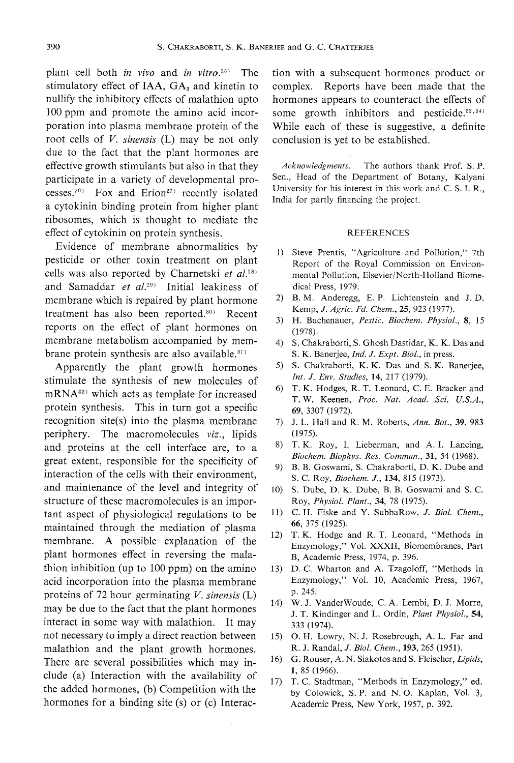plant cell both *in vivo* and *in vitro*.[25] The stimulatory effect of IAA, $GA_3$ and kinetin to nullify the inhibitory effects of malathion upto 100 ppm and promote the amino acid incorporation into plasma membrane protein of the root cells of *V. sinensis* (L) may be not only due to the fact that the plant hormones are effective growth stimulants but also in that they participate in a variety of developmental processes.[26] Fox and Erion[27] recently isolated a cytokinin binding protein from higher plant ribosomes, which is thought to mediate the effect of cytokinin on protein synthesis.

Evidence of membrane abnormalities by pesticide or other toxin treatment on plant cells was also reported by Charnetski *et al.*[28] and Samaddar *et al.*[29] Initial leakiness of membrane which is repaired by plant hormone treatment has also been reported.[30] Recent reports on the effect of plant hormones on membrane metabolism accompanied by membrane protein synthesis are also available.[31]

Apparently the plant growth hormones stimulate the synthesis of new molecules of mRNA[32] which acts as template for increased protein synthesis. This in turn got a specific recognition site(s) into the plasma membrane periphery. The macromolecules *viz.*, lipids and proteins at the cell interface are, to a great extent, responsible for the specificity of interaction of the cells with their environment, and maintenance of the level and integrity of structure of these macromolecules is an important aspect of physiological regulations to be maintained through the mediation of plasma membrane. A possible explanation of the plant hormones effect in reversing the malathion inhibition (up to 100 ppm) on the amino acid incorporation into the plasma membrane proteins of 72 hour germinating *V. sinensis* (L) may be due to the fact that the plant hormones interact in some way with malathion. It may not necessary to imply a direct reaction between malathion and the plant growth hormones. There are several possibilities which may include (a) Interaction with the availability of the added hormones, (b) Competition with the hormones for a binding site (s) or (c) Interaction with a subsequent hormones product or complex. Reports have been made that the hormones appears to counteract the effects of some growth inhibitors and pesticide.[33,34] While each of these is suggestive, a definite conclusion is yet to be established.

*Acknowledgments.* The authors thank Prof. S. P. Sen., Head of the Department of Botany, Kalyani University for his interest in this work and C. S. I. R., India for partly financing the project.

## REFERENCES

1) Steve Prentis, "Agriculture and Pollution," 7th Report of the Royal Commission on Environmental Pollution, Elsevier/North-Holland Biomedical Press, 1979.
2) B. M. Anderegg, E. P. Lichtenstein and J. D. Kemp, *J. Agric. Fd. Chem.*, **25**, 923 (1977).
3) H. Buchenauer, *Pestic. Biochem. Physiol.*, **8**, 15 (1978).
4) S. Chakraborti, S. Ghosh Dastidar, K. K. Das and S. K. Banerjee, *Ind. J. Expt. Biol.*, in press.
5) S. Chakraborti, K. K. Das and S. K. Banerjee, *Int. J. Env. Studies*, **14**, 217 (1979).
6) T. K. Hodges, R. T. Leonard, C. E. Bracker and T. W. Keenen, *Proc. Nat. Acad. Sci. U.S.A.*, **69**, 3307 (1972).
7) J. L. Hall and R. M. Roberts, *Ann. Bot.*, **39**, 983 (1975).
8) T. K. Roy, I. Lieberman, and A. I. Lancing, *Biochem. Biophys. Res. Commun.*, **31**, 54 (1968).
9) B. B. Goswami, S. Chakraborti, D. K. Dube and S. C. Roy, *Biochem. J.*, **134**, 815 (1973).
10) S. Dube, D. K. Dube, B. B. Goswami and S. C. Roy, *Physiol. Plant.*, **34**, 78 (1975).
11) C. H. Fiske and Y. SubbaRow, *J. Biol. Chem.*, **66**, 375 (1925).
12) T. K. Hodge and R. T. Leonard, "Methods in Enzymology," Vol. XXXII, Biomembranes, Part B, Academic Press, 1974, p. 396.
13) D. C. Wharton and A. Tzagoloff, "Methods in Enzymology," Vol. 10, Academic Press, 1967, p. 245.
14) W. J. VanderWoude, C. A. Lembi, D. J. Morre, J. T. Kindinger and L. Ordin, *Plant Physiol.*, **54**, 333 (1974).
15) O. H. Lowry, N. J. Rosebrough, A. L. Far and R. J. Randal, *J. Biol. Chem.*, **193**, 265 (1951).
16) G. Rouser, A. N. Siakotos and S. Fleischer, *Lipids*, **1**, 85 (1966).
17) T. C. Stadtman, "Methods in Enzymology," ed. by Colowick, S. P. and N. O. Kaplan, Vol. 3, Academic Press, New York, 1957, p. 392.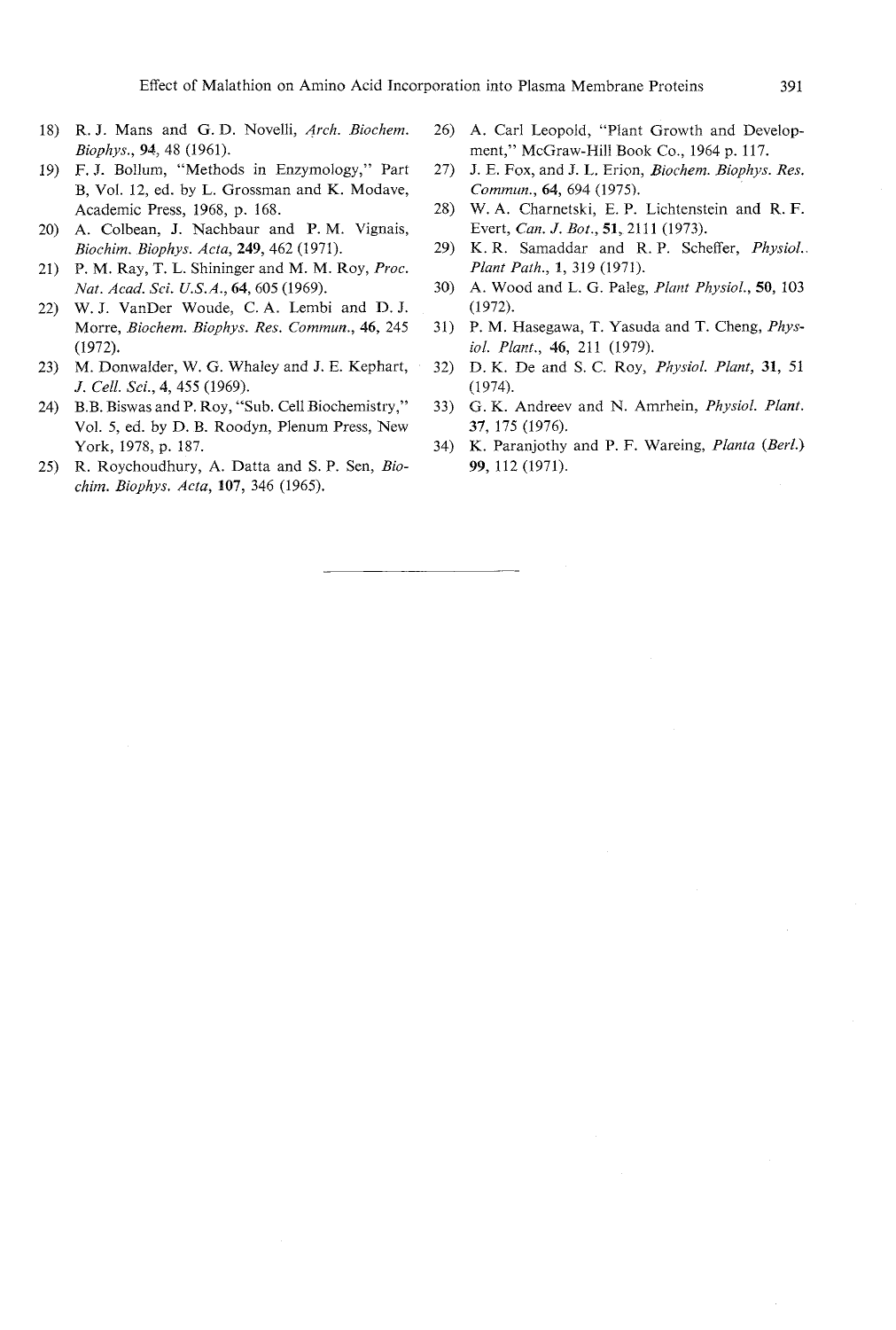18) R. J. Mans and G. D. Novelli, *Arch. Biochem. Biophys.*, **94**, 48 (1961).
19) F. J. Bollum, "Methods in Enzymology," Part B, Vol. 12, ed. by L. Grossman and K. Modave, Academic Press, 1968, p. 168.
20) A. Colbean, J. Nachbaur and P. M. Vignais, *Biochim. Biophys. Acta*, **249**, 462 (1971).
21) P. M. Ray, T. L. Shininger and M. M. Roy, *Proc. Nat. Acad. Sci. U.S.A.*, **64**, 605 (1969).
22) W. J. VanDer Woude, C. A. Lembi and D. J. Morre, *Biochem. Biophys. Res. Commun.*, **46**, 245 (1972).
23) M. Donwalder, W. G. Whaley and J. E. Kephart, *J. Cell. Sci.*, **4**, 455 (1969).
24) B.B. Biswas and P. Roy, "Sub. Cell Biochemistry," Vol. 5, ed. by D. B. Roodyn, Plenum Press, New York, 1978, p. 187.
25) R. Roychoudhury, A. Datta and S. P. Sen, *Biochim. Biophys. Acta*, **107**, 346 (1965).
26) A. Carl Leopold, "Plant Growth and Development," McGraw-Hill Book Co., 1964 p. 117.
27) J. E. Fox, and J. L. Erion, *Biochem. Biophys. Res. Commun.*, **64**, 694 (1975).
28) W. A. Charnetski, E. P. Lichtenstein and R. F. Evert, *Can. J. Bot.*, **51**, 2111 (1973).
29) K. R. Samaddar and R. P. Scheffer, *Physiol. Plant Path.*, **1**, 319 (1971).
30) A. Wood and L. G. Paleg, *Plant Physiol.*, **50**, 103 (1972).
31) P. M. Hasegawa, T. Yasuda and T. Cheng, *Physiol. Plant.*, **46**, 211 (1979).
32) D. K. De and S. C. Roy, *Physiol. Plant*, **31**, 51 (1974).
33) G. K. Andreev and N. Amrhein, *Physiol. Plant.* **37**, 175 (1976).
34) K. Paranjothy and P. F. Wareing, *Planta (Berl.)* **99**, 112 (1971).